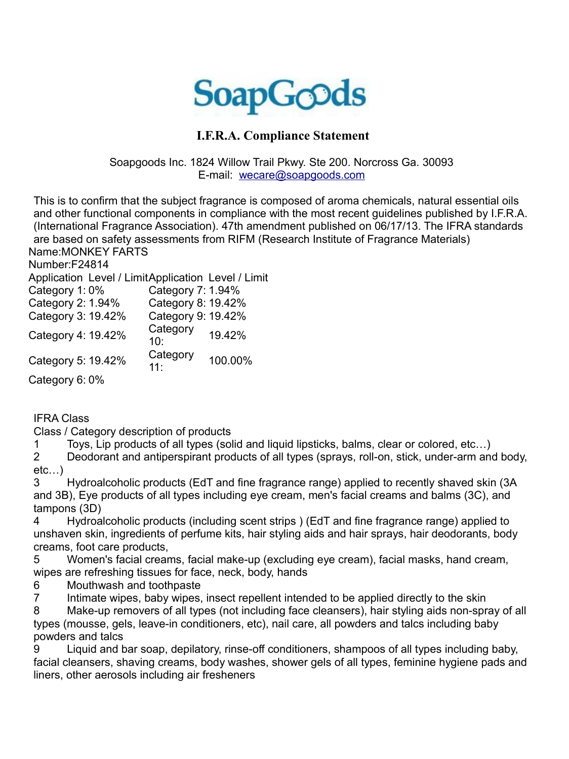# SoapGoods

## I.F.R.A. Compliance Statement

Soapgoods Inc. 1824 Willow Trail Pkwy. Ste 200. Norcross Ga. 30093
E-mail: wecare@soapgoods.com

This is to confirm that the subject fragrance is composed of aroma chemicals, natural essential oils and other functional components in compliance with the most recent guidelines published by I.F.R.A. (International Fragrance Association). 47th amendment published on 06/17/13. The IFRA standards are based on safety assessments from RIFM (Research Institute of Fragrance Materials)

Name:MONKEY FARTS
Number:F24814

| Application | Level / Limit | Application | Level / Limit |
|---|---|---|---|
| Category 1: | 0% | Category 7: | 1.94% |
| Category 2: | 1.94% | Category 8: | 19.42% |
| Category 3: | 19.42% | Category 9: | 19.42% |
| Category 4: | 19.42% | Category 10: | 19.42% |
| Category 5: | 19.42% | Category 11: | 100.00% |
| Category 6: | 0% | | |

IFRA Class
Class / Category description of products

1 Toys, Lip products of all types (solid and liquid lipsticks, balms, clear or colored, etc…)

2 Deodorant and antiperspirant products of all types (sprays, roll-on, stick, under-arm and body, etc…)

3 Hydroalcoholic products (EdT and fine fragrance range) applied to recently shaved skin (3A and 3B), Eye products of all types including eye cream, men's facial creams and balms (3C), and tampons (3D)

4 Hydroalcoholic products (including scent strips ) (EdT and fine fragrance range) applied to unshaven skin, ingredients of perfume kits, hair styling aids and hair sprays, hair deodorants, body creams, foot care products,

5 Women's facial creams, facial make-up (excluding eye cream), facial masks, hand cream, wipes are refreshing tissues for face, neck, body, hands

6 Mouthwash and toothpaste

7 Intimate wipes, baby wipes, insect repellent intended to be applied directly to the skin

8 Make-up removers of all types (not including face cleansers), hair styling aids non-spray of all types (mousse, gels, leave-in conditioners, etc), nail care, all powders and talcs including baby powders and talcs

9 Liquid and bar soap, depilatory, rinse-off conditioners, shampoos of all types including baby, facial cleansers, shaving creams, body washes, shower gels of all types, feminine hygiene pads and liners, other aerosols including air fresheners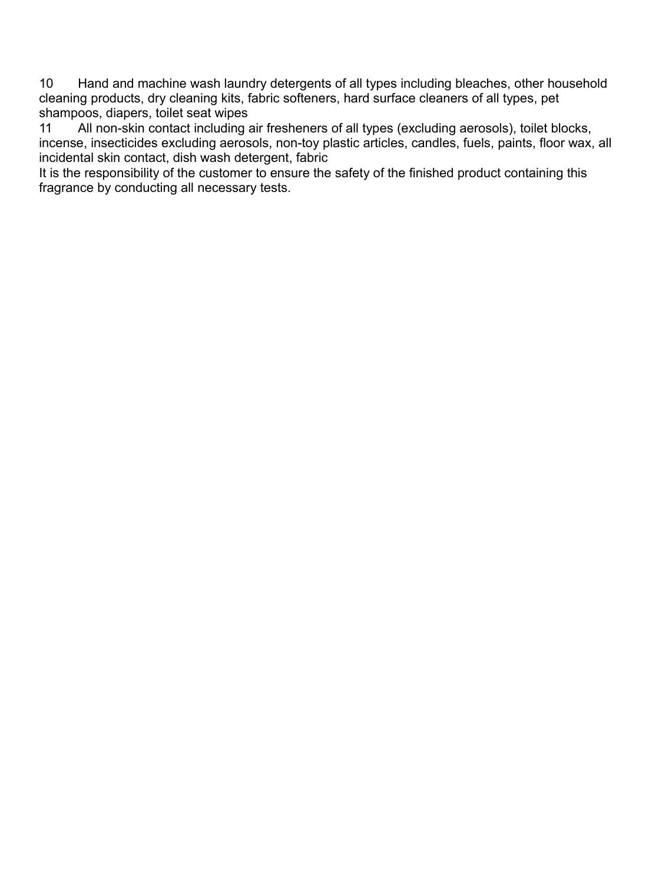10 Hand and machine wash laundry detergents of all types including bleaches, other household cleaning products, dry cleaning kits, fabric softeners, hard surface cleaners of all types, pet shampoos, diapers, toilet seat wipes

11 All non-skin contact including air fresheners of all types (excluding aerosols), toilet blocks, incense, insecticides excluding aerosols, non-toy plastic articles, candles, fuels, paints, floor wax, all incidental skin contact, dish wash detergent, fabric

It is the responsibility of the customer to ensure the safety of the finished product containing this fragrance by conducting all necessary tests.